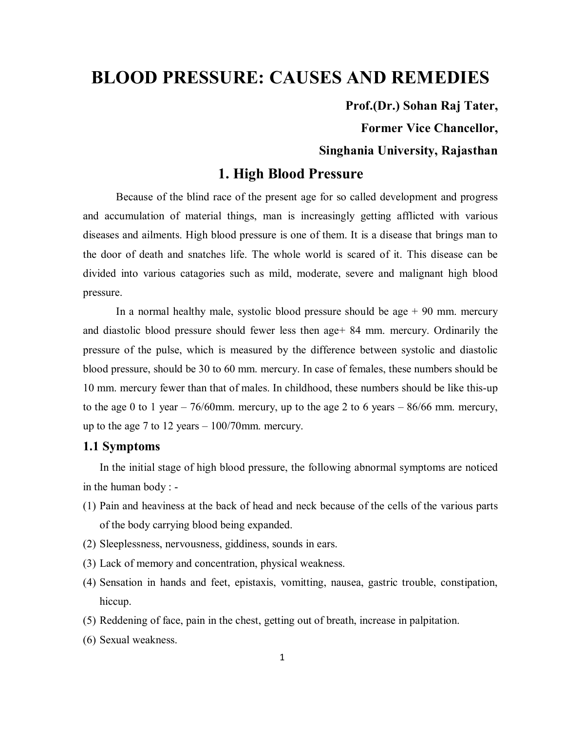# BLOOD PRESSURE: CAUSES AND REMEDIES

**Prof.(Dr.) Sohan Raj Tater,**

**Former Vice Chancellor,**

**Singhania University, Rajasthan**

## 1. High Blood Pressure

Because of the blind race of the present age for so called development and progress and accumulation of material things, man is increasingly getting afflicted with various diseases and ailments. High blood pressure is one of them. It is a disease that brings man to the door of death and snatches life. The whole world is scared of it. This disease can be divided into various catagories such as mild, moderate, severe and malignant high blood pressure.

In a normal healthy male, systolic blood pressure should be age + 90 mm. mercury and diastolic blood pressure should fewer less then age+ 84 mm. mercury. Ordinarily the pressure of the pulse, which is measured by the difference between systolic and diastolic blood pressure, should be 30 to 60 mm. mercury. In case of females, these numbers should be 10 mm. mercury fewer than that of males. In childhood, these numbers should be like this-up to the age 0 to 1 year – 76/60mm. mercury, up to the age 2 to 6 years – 86/66 mm. mercury, up to the age 7 to 12 years – 100/70mm. mercury.

### 1.1 Symptoms

In the initial stage of high blood pressure, the following abnormal symptoms are noticed in the human body : -

(1) Pain and heaviness at the back of head and neck because of the cells of the various parts of the body carrying blood being expanded.

(2) Sleeplessness, nervousness, giddiness, sounds in ears.

(3) Lack of memory and concentration, physical weakness.

(4) Sensation in hands and feet, epistaxis, vomitting, nausea, gastric trouble, constipation, hiccup.

(5) Reddening of face, pain in the chest, getting out of breath, increase in palpitation.

(6) Sexual weakness.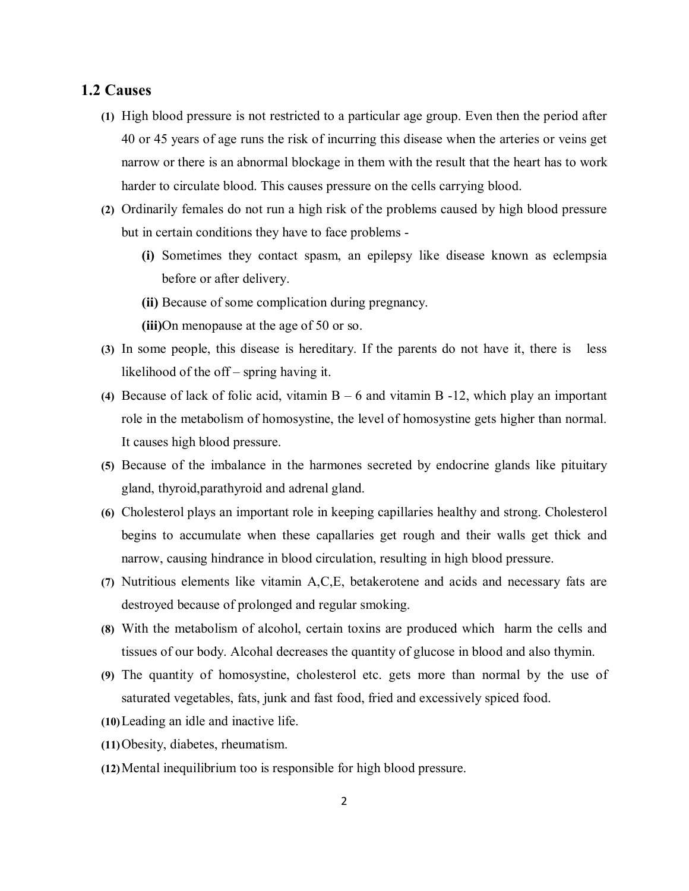## 1.2 Causes

**(1)** High blood pressure is not restricted to a particular age group. Even then the period after 40 or 45 years of age runs the risk of incurring this disease when the arteries or veins get narrow or there is an abnormal blockage in them with the result that the heart has to work harder to circulate blood. This causes pressure on the cells carrying blood.

**(2)** Ordinarily females do not run a high risk of the problems caused by high blood pressure but in certain conditions they have to face problems -

- **(i)** Sometimes they contact spasm, an epilepsy like disease known as eclempsia before or after delivery.
- **(ii)** Because of some complication during pregnancy.
- **(iii)** On menopause at the age of 50 or so.

**(3)** In some people, this disease is hereditary. If the parents do not have it, there is less likelihood of the off – spring having it.

**(4)** Because of lack of folic acid, vitamin B – 6 and vitamin B -12, which play an important role in the metabolism of homosystine, the level of homosystine gets higher than normal. It causes high blood pressure.

**(5)** Because of the imbalance in the harmones secreted by endocrine glands like pituitary gland, thyroid,parathyroid and adrenal gland.

**(6)** Cholesterol plays an important role in keeping capillaries healthy and strong. Cholesterol begins to accumulate when these capallaries get rough and their walls get thick and narrow, causing hindrance in blood circulation, resulting in high blood pressure.

**(7)** Nutritious elements like vitamin A,C,E, betakerotene and acids and necessary fats are destroyed because of prolonged and regular smoking.

**(8)** With the metabolism of alcohol, certain toxins are produced which harm the cells and tissues of our body. Alcohal decreases the quantity of glucose in blood and also thymin.

**(9)** The quantity of homosystine, cholesterol etc. gets more than normal by the use of saturated vegetables, fats, junk and fast food, fried and excessively spiced food.

**(10)** Leading an idle and inactive life.

**(11)** Obesity, diabetes, rheumatism.

**(12)** Mental inequilibrium too is responsible for high blood pressure.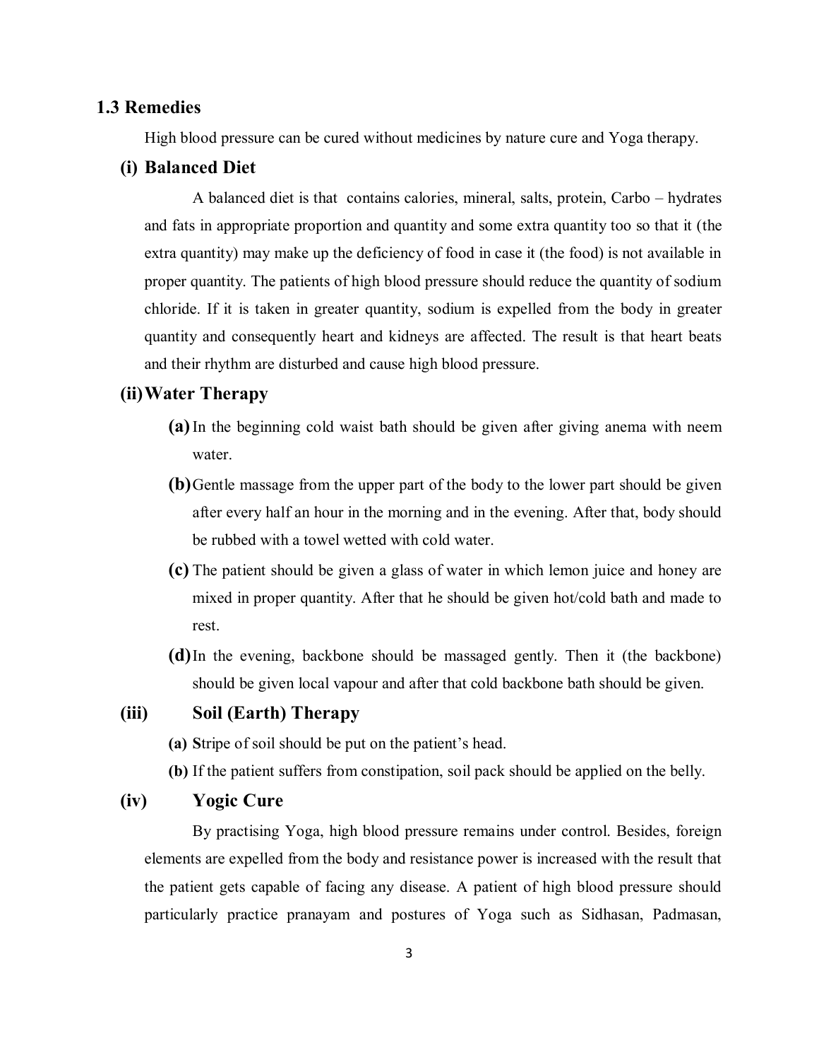## 1.3 Remedies

High blood pressure can be cured without medicines by nature cure and Yoga therapy.

### (i) Balanced Diet

A balanced diet is that contains calories, mineral, salts, protein, Carbo – hydrates and fats in appropriate proportion and quantity and some extra quantity too so that it (the extra quantity) may make up the deficiency of food in case it (the food) is not available in proper quantity. The patients of high blood pressure should reduce the quantity of sodium chloride. If it is taken in greater quantity, sodium is expelled from the body in greater quantity and consequently heart and kidneys are affected. The result is that heart beats and their rhythm are disturbed and cause high blood pressure.

### (ii) Water Therapy

**(a)** In the beginning cold waist bath should be given after giving anema with neem water.

**(b)** Gentle massage from the upper part of the body to the lower part should be given after every half an hour in the morning and in the evening. After that, body should be rubbed with a towel wetted with cold water.

**(c)** The patient should be given a glass of water in which lemon juice and honey are mixed in proper quantity. After that he should be given hot/cold bath and made to rest.

**(d)** In the evening, backbone should be massaged gently. Then it (the backbone) should be given local vapour and after that cold backbone bath should be given.

### (iii) Soil (Earth) Therapy

**(a)** **S**tripe of soil should be put on the patient's head.

**(b)** If the patient suffers from constipation, soil pack should be applied on the belly.

### (iv) Yogic Cure

By practising Yoga, high blood pressure remains under control. Besides, foreign elements are expelled from the body and resistance power is increased with the result that the patient gets capable of facing any disease. A patient of high blood pressure should particularly practice pranayam and postures of Yoga such as Sidhasan, Padmasan,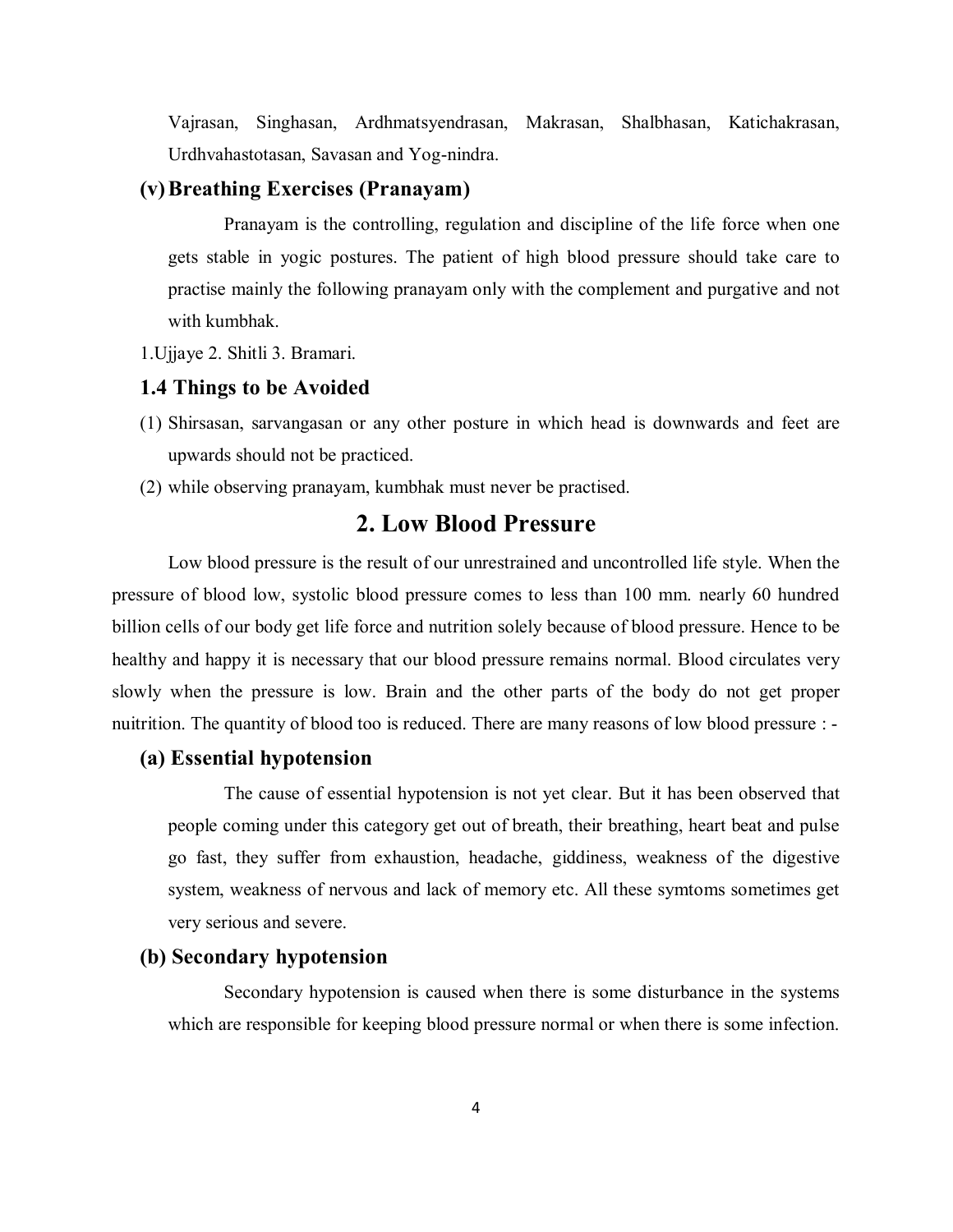Vajrasan, Singhasan, Ardhmatsyendrasan, Makrasan, Shalbhasan, Katichakrasan, Urdhvahastotasan, Savasan and Yog-nindra.

### (v) Breathing Exercises (Pranayam)

Pranayam is the controlling, regulation and discipline of the life force when one gets stable in yogic postures. The patient of high blood pressure should take care to practise mainly the following pranayam only with the complement and purgative and not with kumbhak.

1.Ujjaye 2. Shitli 3. Bramari.

### 1.4 Things to be Avoided

(1) Shirsasan, sarvangasan or any other posture in which head is downwards and feet are upwards should not be practiced.

(2) while observing pranayam, kumbhak must never be practised.

## 2. Low Blood Pressure

Low blood pressure is the result of our unrestrained and uncontrolled life style. When the pressure of blood low, systolic blood pressure comes to less than 100 mm. nearly 60 hundred billion cells of our body get life force and nutrition solely because of blood pressure. Hence to be healthy and happy it is necessary that our blood pressure remains normal. Blood circulates very slowly when the pressure is low. Brain and the other parts of the body do not get proper nuitrition. The quantity of blood too is reduced. There are many reasons of low blood pressure : -

### (a) Essential hypotension

The cause of essential hypotension is not yet clear. But it has been observed that people coming under this category get out of breath, their breathing, heart beat and pulse go fast, they suffer from exhaustion, headache, giddiness, weakness of the digestive system, weakness of nervous and lack of memory etc. All these symtoms sometimes get very serious and severe.

### (b) Secondary hypotension

Secondary hypotension is caused when there is some disturbance in the systems which are responsible for keeping blood pressure normal or when there is some infection.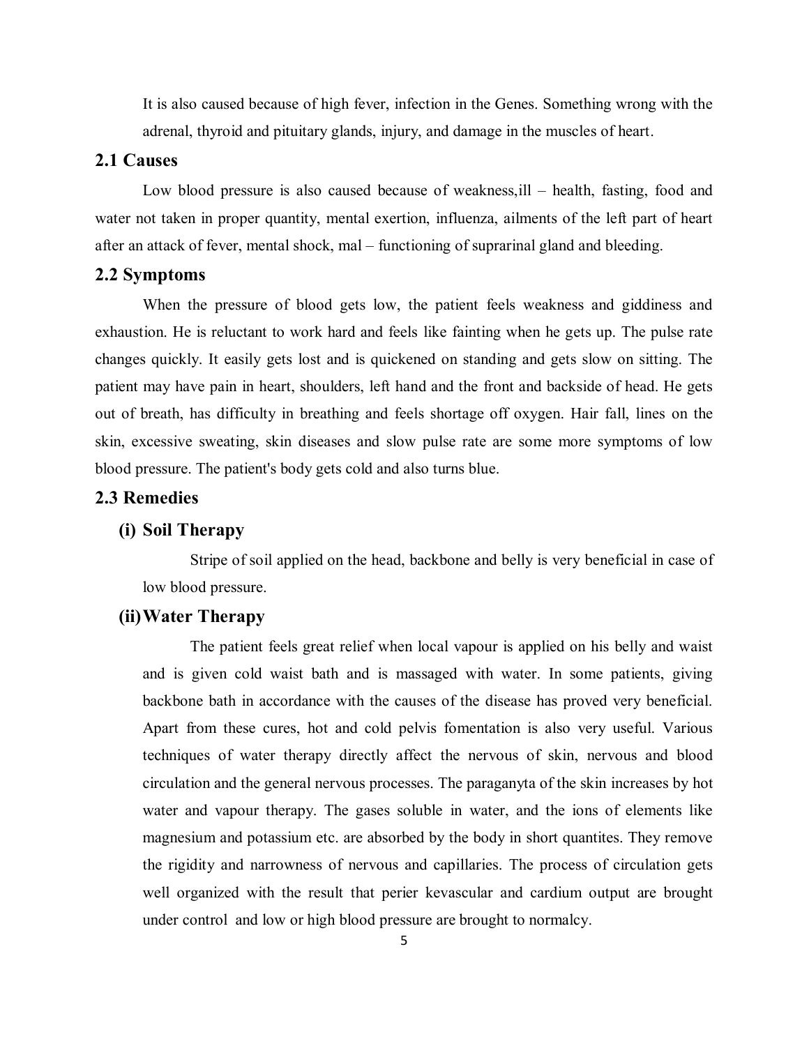It is also caused because of high fever, infection in the Genes. Something wrong with the adrenal, thyroid and pituitary glands, injury, and damage in the muscles of heart.

## 2.1 Causes

Low blood pressure is also caused because of weakness,ill – health, fasting, food and water not taken in proper quantity, mental exertion, influenza, ailments of the left part of heart after an attack of fever, mental shock, mal – functioning of suprarinal gland and bleeding.

## 2.2 Symptoms

When the pressure of blood gets low, the patient feels weakness and giddiness and exhaustion. He is reluctant to work hard and feels like fainting when he gets up. The pulse rate changes quickly. It easily gets lost and is quickened on standing and gets slow on sitting. The patient may have pain in heart, shoulders, left hand and the front and backside of head. He gets out of breath, has difficulty in breathing and feels shortage off oxygen. Hair fall, lines on the skin, excessive sweating, skin diseases and slow pulse rate are some more symptoms of low blood pressure. The patient's body gets cold and also turns blue.

## 2.3 Remedies

### (i) Soil Therapy

Stripe of soil applied on the head, backbone and belly is very beneficial in case of low blood pressure.

### (ii) Water Therapy

The patient feels great relief when local vapour is applied on his belly and waist and is given cold waist bath and is massaged with water. In some patients, giving backbone bath in accordance with the causes of the disease has proved very beneficial. Apart from these cures, hot and cold pelvis fomentation is also very useful. Various techniques of water therapy directly affect the nervous of skin, nervous and blood circulation and the general nervous processes. The paraganyta of the skin increases by hot water and vapour therapy. The gases soluble in water, and the ions of elements like magnesium and potassium etc. are absorbed by the body in short quantites. They remove the rigidity and narrowness of nervous and capillaries. The process of circulation gets well organized with the result that perier kevascular and cardium output are brought under control and low or high blood pressure are brought to normalcy.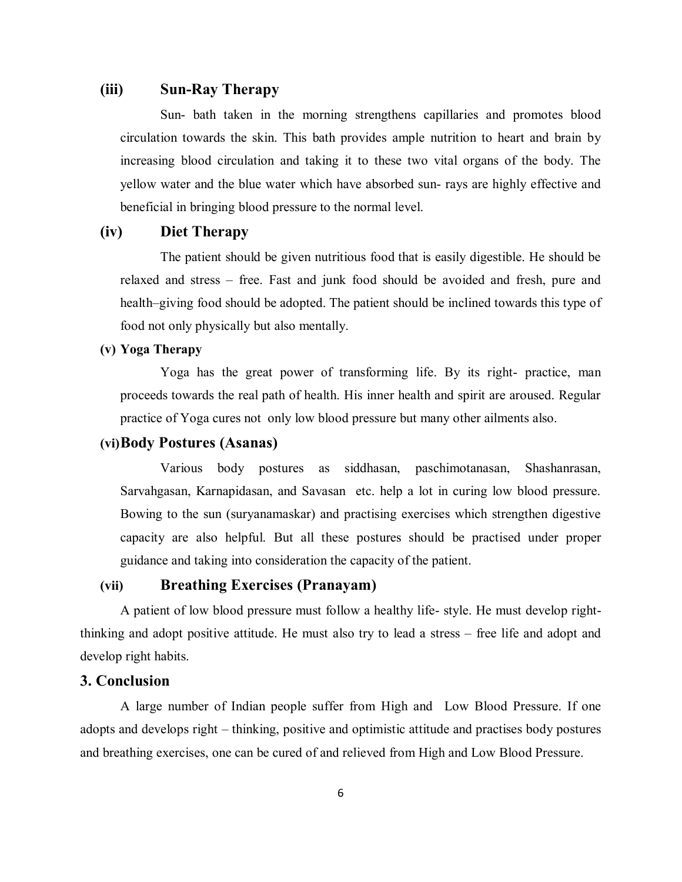### (iii) Sun-Ray Therapy

Sun- bath taken in the morning strengthens capillaries and promotes blood circulation towards the skin. This bath provides ample nutrition to heart and brain by increasing blood circulation and taking it to these two vital organs of the body. The yellow water and the blue water which have absorbed sun- rays are highly effective and beneficial in bringing blood pressure to the normal level.

### (iv) Diet Therapy

The patient should be given nutritious food that is easily digestible. He should be relaxed and stress – free. Fast and junk food should be avoided and fresh, pure and health–giving food should be adopted. The patient should be inclined towards this type of food not only physically but also mentally.

#### (v) Yoga Therapy

Yoga has the great power of transforming life. By its right- practice, man proceeds towards the real path of health. His inner health and spirit are aroused. Regular practice of Yoga cures not only low blood pressure but many other ailments also.

### (vi) Body Postures (Asanas)

Various body postures as siddhasan, paschimotanasan, Shashanrasan, Sarvahgasan, Karnapidasan, and Savasan etc. help a lot in curing low blood pressure. Bowing to the sun (suryanamaskar) and practising exercises which strengthen digestive capacity are also helpful. But all these postures should be practised under proper guidance and taking into consideration the capacity of the patient.

### (vii) Breathing Exercises (Pranayam)

A patient of low blood pressure must follow a healthy life- style. He must develop right-thinking and adopt positive attitude. He must also try to lead a stress – free life and adopt and develop right habits.

## 3. Conclusion

A large number of Indian people suffer from High and Low Blood Pressure. If one adopts and develops right – thinking, positive and optimistic attitude and practises body postures and breathing exercises, one can be cured of and relieved from High and Low Blood Pressure.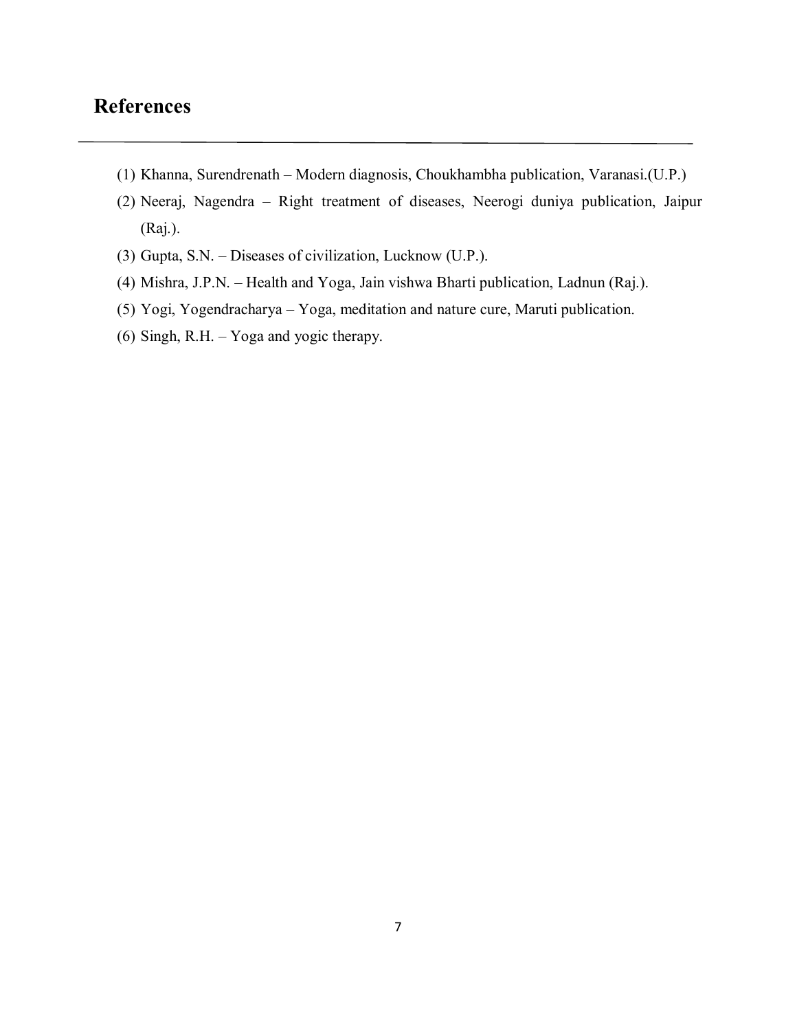## References

(1) Khanna, Surendrenath – Modern diagnosis, Choukhambha publication, Varanasi.(U.P.)

(2) Neeraj, Nagendra – Right treatment of diseases, Neerogi duniya publication, Jaipur (Raj.).

(3) Gupta, S.N. – Diseases of civilization, Lucknow (U.P.).

(4) Mishra, J.P.N. – Health and Yoga, Jain vishwa Bharti publication, Ladnun (Raj.).

(5) Yogi, Yogendracharya – Yoga, meditation and nature cure, Maruti publication.

(6) Singh, R.H. – Yoga and yogic therapy.